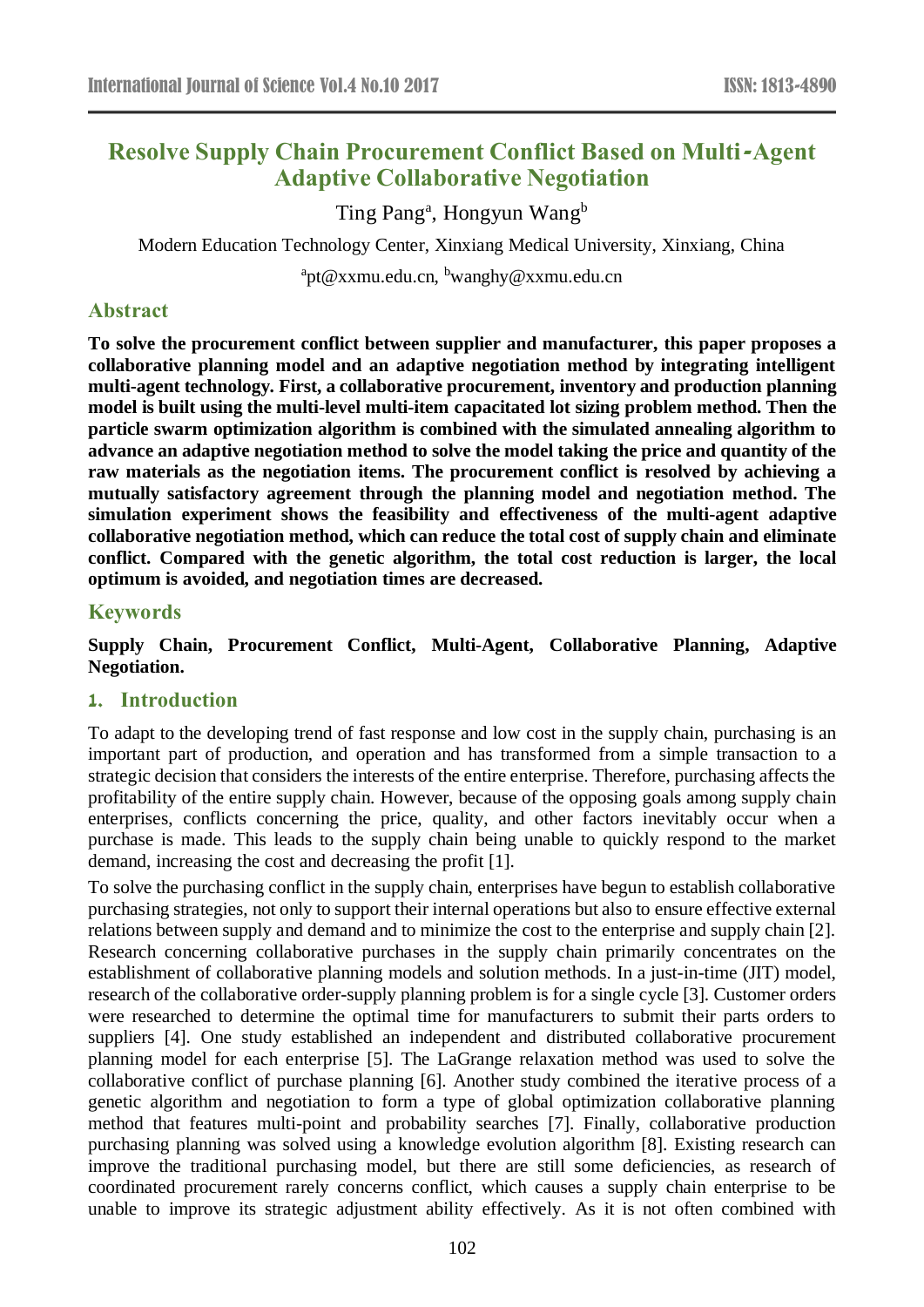# Resolve Supply Chain Procurement Conflict Based on Multi-Agent Adaptive Collaborative Negotiation

Ting Pang[a], Hongyun Wang[b]

Modern Education Technology Center, Xinxiang Medical University, Xinxiang, China

[a]pt@xxmu.edu.cn, [b]wanghy@xxmu.edu.cn

## Abstract

**To solve the procurement conflict between supplier and manufacturer, this paper proposes a collaborative planning model and an adaptive negotiation method by integrating intelligent multi-agent technology. First, a collaborative procurement, inventory and production planning model is built using the multi-level multi-item capacitated lot sizing problem method. Then the particle swarm optimization algorithm is combined with the simulated annealing algorithm to advance an adaptive negotiation method to solve the model taking the price and quantity of the raw materials as the negotiation items. The procurement conflict is resolved by achieving a mutually satisfactory agreement through the planning model and negotiation method. The simulation experiment shows the feasibility and effectiveness of the multi-agent adaptive collaborative negotiation method, which can reduce the total cost of supply chain and eliminate conflict. Compared with the genetic algorithm, the total cost reduction is larger, the local optimum is avoided, and negotiation times are decreased.**

## Keywords

**Supply Chain, Procurement Conflict, Multi-Agent, Collaborative Planning, Adaptive Negotiation.**

## 1. Introduction

To adapt to the developing trend of fast response and low cost in the supply chain, purchasing is an important part of production, and operation and has transformed from a simple transaction to a strategic decision that considers the interests of the entire enterprise. Therefore, purchasing affects the profitability of the entire supply chain. However, because of the opposing goals among supply chain enterprises, conflicts concerning the price, quality, and other factors inevitably occur when a purchase is made. This leads to the supply chain being unable to quickly respond to the market demand, increasing the cost and decreasing the profit [1].

To solve the purchasing conflict in the supply chain, enterprises have begun to establish collaborative purchasing strategies, not only to support their internal operations but also to ensure effective external relations between supply and demand and to minimize the cost to the enterprise and supply chain [2]. Research concerning collaborative purchases in the supply chain primarily concentrates on the establishment of collaborative planning models and solution methods. In a just-in-time (JIT) model, research of the collaborative order-supply planning problem is for a single cycle [3]. Customer orders were researched to determine the optimal time for manufacturers to submit their parts orders to suppliers [4]. One study established an independent and distributed collaborative procurement planning model for each enterprise [5]. The LaGrange relaxation method was used to solve the collaborative conflict of purchase planning [6]. Another study combined the iterative process of a genetic algorithm and negotiation to form a type of global optimization collaborative planning method that features multi-point and probability searches [7]. Finally, collaborative production purchasing planning was solved using a knowledge evolution algorithm [8]. Existing research can improve the traditional purchasing model, but there are still some deficiencies, as research of coordinated procurement rarely concerns conflict, which causes a supply chain enterprise to be unable to improve its strategic adjustment ability effectively. As it is not often combined with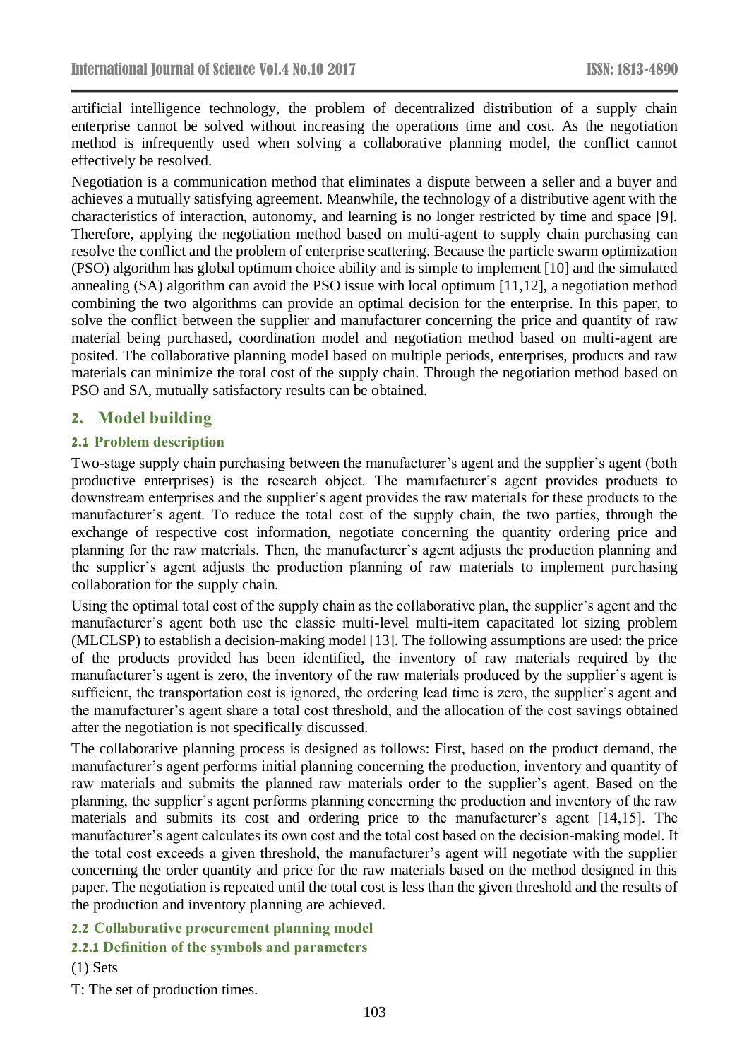artificial intelligence technology, the problem of decentralized distribution of a supply chain enterprise cannot be solved without increasing the operations time and cost. As the negotiation method is infrequently used when solving a collaborative planning model, the conflict cannot effectively be resolved.

Negotiation is a communication method that eliminates a dispute between a seller and a buyer and achieves a mutually satisfying agreement. Meanwhile, the technology of a distributive agent with the characteristics of interaction, autonomy, and learning is no longer restricted by time and space [9]. Therefore, applying the negotiation method based on multi-agent to supply chain purchasing can resolve the conflict and the problem of enterprise scattering. Because the particle swarm optimization (PSO) algorithm has global optimum choice ability and is simple to implement [10] and the simulated annealing (SA) algorithm can avoid the PSO issue with local optimum [11,12], a negotiation method combining the two algorithms can provide an optimal decision for the enterprise. In this paper, to solve the conflict between the supplier and manufacturer concerning the price and quantity of raw material being purchased, coordination model and negotiation method based on multi-agent are posited. The collaborative planning model based on multiple periods, enterprises, products and raw materials can minimize the total cost of the supply chain. Through the negotiation method based on PSO and SA, mutually satisfactory results can be obtained.

## 2. Model building

### 2.1 Problem description

Two-stage supply chain purchasing between the manufacturer's agent and the supplier's agent (both productive enterprises) is the research object. The manufacturer's agent provides products to downstream enterprises and the supplier's agent provides the raw materials for these products to the manufacturer's agent. To reduce the total cost of the supply chain, the two parties, through the exchange of respective cost information, negotiate concerning the quantity ordering price and planning for the raw materials. Then, the manufacturer's agent adjusts the production planning and the supplier's agent adjusts the production planning of raw materials to implement purchasing collaboration for the supply chain.

Using the optimal total cost of the supply chain as the collaborative plan, the supplier's agent and the manufacturer's agent both use the classic multi-level multi-item capacitated lot sizing problem (MLCLSP) to establish a decision-making model [13]. The following assumptions are used: the price of the products provided has been identified, the inventory of raw materials required by the manufacturer's agent is zero, the inventory of the raw materials produced by the supplier's agent is sufficient, the transportation cost is ignored, the ordering lead time is zero, the supplier's agent and the manufacturer's agent share a total cost threshold, and the allocation of the cost savings obtained after the negotiation is not specifically discussed.

The collaborative planning process is designed as follows: First, based on the product demand, the manufacturer's agent performs initial planning concerning the production, inventory and quantity of raw materials and submits the planned raw materials order to the supplier's agent. Based on the planning, the supplier's agent performs planning concerning the production and inventory of the raw materials and submits its cost and ordering price to the manufacturer's agent [14,15]. The manufacturer's agent calculates its own cost and the total cost based on the decision-making model. If the total cost exceeds a given threshold, the manufacturer's agent will negotiate with the supplier concerning the order quantity and price for the raw materials based on the method designed in this paper. The negotiation is repeated until the total cost is less than the given threshold and the results of the production and inventory planning are achieved.

### 2.2 Collaborative procurement planning model

#### 2.2.1 Definition of the symbols and parameters

(1) Sets

T: The set of production times.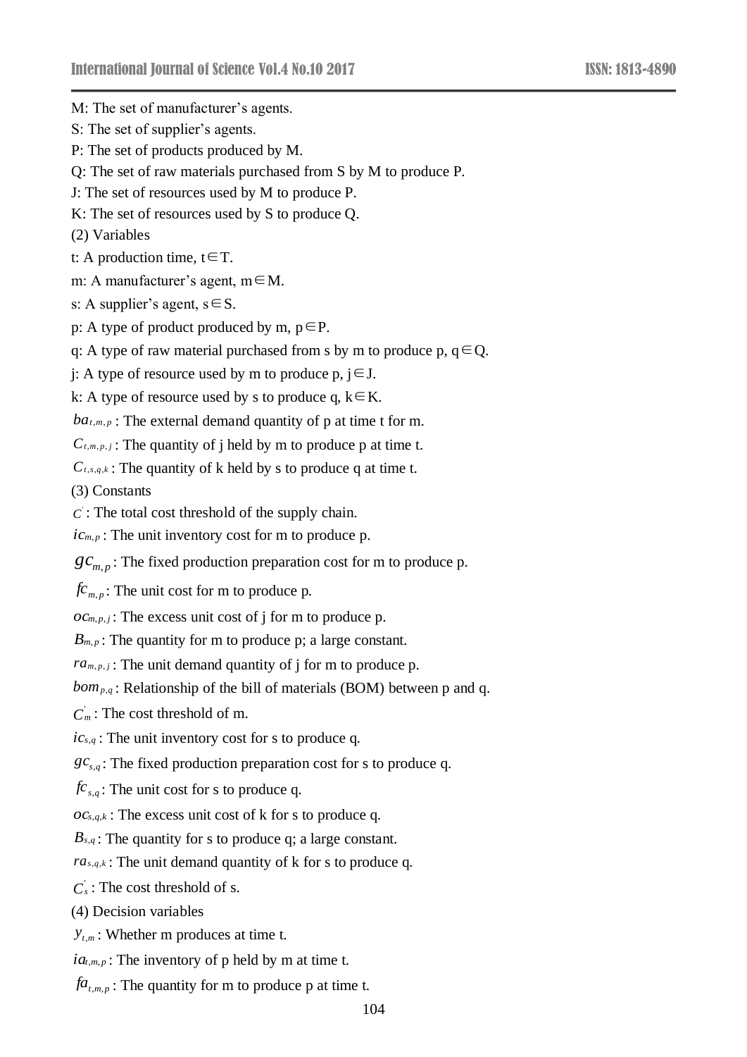M: The set of manufacturer's agents.

S: The set of supplier's agents.

P: The set of products produced by M.

Q: The set of raw materials purchased from S by M to produce P.

J: The set of resources used by M to produce P.

K: The set of resources used by S to produce Q.

(2) Variables

t: A production time, $t \in T$.

m: A manufacturer's agent, $m \in M$.

s: A supplier's agent, $s \in S$.

p: A type of product produced by m, $p \in P$.

q: A type of raw material purchased from s by m to produce p, $q \in Q$.

j: A type of resource used by m to produce p, $j \in J$.

k: A type of resource used by s to produce q, $k \in K$.

$ba_{t,m,p}$ : The external demand quantity of p at time t for m.

$C_{t,m,p,j}$ : The quantity of j held by m to produce p at time t.

$C_{t,s,q,k}$ : The quantity of k held by s to produce q at time t.

(3) Constants

$C^{'}$ : The total cost threshold of the supply chain.

$ic_{m,p}$ : The unit inventory cost for m to produce p.

$gc_{m,p}$ : The fixed production preparation cost for m to produce p.

$fc_{m,p}$ : The unit cost for m to produce p.

$oc_{m,p,j}$ : The excess unit cost of j for m to produce p.

$B_{m,p}$ : The quantity for m to produce p; a large constant.

$ra_{m,p,j}$ : The unit demand quantity of j for m to produce p.

$bom_{p,q}$ : Relationship of the bill of materials (BOM) between p and q.

$C^{'}_{m}$ : The cost threshold of m.

$ic_{s,q}$ : The unit inventory cost for s to produce q.

$gc_{s,q}$ : The fixed production preparation cost for s to produce q.

$fc_{s,q}$ : The unit cost for s to produce q.

$oc_{s,q,k}$ : The excess unit cost of k for s to produce q.

$B_{s,q}$ : The quantity for s to produce q; a large constant.

$ra_{s,q,k}$ : The unit demand quantity of k for s to produce q.

$C^{'}_{s}$ : The cost threshold of s.

(4) Decision variables

$y_{t,m}$ : Whether m produces at time t.

$ia_{t,m,p}$ : The inventory of p held by m at time t.

$fa_{t,m,p}$ : The quantity for m to produce p at time t.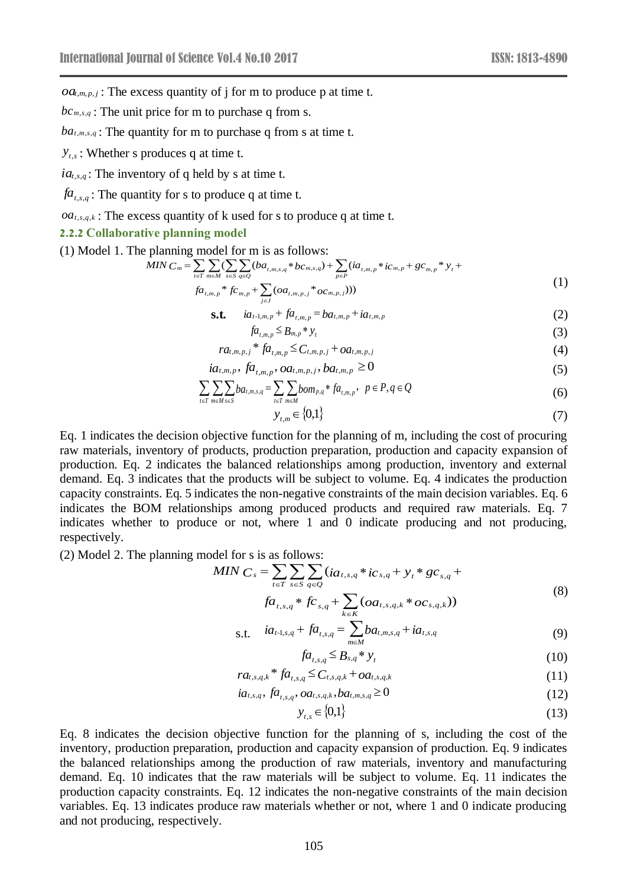$oa_{t,m,p,j}$ : The excess quantity of j for m to produce p at time t.

$bc_{m,s,q}$ : The unit price for m to purchase q from s.

$ba_{t,m,s,q}$ : The quantity for m to purchase q from s at time t.

$y_{t,s}$ : Whether s produces q at time t.

$ia_{t,s,q}$ : The inventory of q held by s at time t.

$fa_{t,s,q}$ : The quantity for s to produce q at time t.

$oa_{t,s,q,k}$ : The excess quantity of k used for s to produce q at time t.

### 2.2.2 Collaborative planning model

(1) Model 1. The planning model for m is as follows:

$$MIN\ C_m = \sum_{t\in T}\sum_{m\in M}\Big(\sum_{s\in S}\sum_{q\in Q}(ba_{t,m,s,q} * bc_{m,s,q}) + \sum_{p\in P}(ia_{t,m,p} * ic_{m,p} + gc_{m,p} * y_t + fa_{t,m,p} * fc_{m,p} + \sum_{j\in J}(oa_{t,m,p,j} * oc_{m,p,j}))\Big) \tag{1}$$

$$\text{s.t.} \quad ia_{t\text{-}1,m,p} + fa_{t,m,p} = ba_{t,m,p} + ia_{t,m,p} \tag{2}$$

$$fa_{t,m,p} \le B_{m,p} * y_t \tag{3}$$

$$ra_{t,m,p,j} * fa_{t,m,p} \le C_{t,m,p,j} + oa_{t,m,p,j} \tag{4}$$

$$ia_{t,m,p},\ fa_{t,m,p},\ oa_{t,m,p,j},\ ba_{t,m,p} \ge 0 \tag{5}$$

$$\sum_{t\in T}\sum_{m\in M}\sum_{s\in S} ba_{t,m,s,q} = \sum_{t\in T}\sum_{m\in M} bom_{p,q} * fa_{t,m,p}, \quad p\in P, q\in Q \tag{6}$$

$$y_{t,m} \in \{0,1\} \tag{7}$$

Eq. 1 indicates the decision objective function for the planning of m, including the cost of procuring raw materials, inventory of products, production preparation, production and capacity expansion of production. Eq. 2 indicates the balanced relationships among production, inventory and external demand. Eq. 3 indicates that the products will be subject to volume. Eq. 4 indicates the production capacity constraints. Eq. 5 indicates the non-negative constraints of the main decision variables. Eq. 6 indicates the BOM relationships among produced products and required raw materials. Eq. 7 indicates whether to produce or not, where 1 and 0 indicate producing and not producing, respectively.

(2) Model 2. The planning model for s is as follows:

$$MIN\ C_s = \sum_{t\in T}\sum_{s\in S}\sum_{q\in Q}\Big(ia_{t,s,q} * ic_{s,q} + y_t * gc_{s,q} + fa_{t,s,q} * fc_{s,q} + \sum_{k\in K}(oa_{t,s,q,k} * oc_{s,q,k})\Big) \tag{8}$$

$$\text{s.t.} \quad ia_{t\text{-}1,s,q} + fa_{t,s,q} = \sum_{m\in M} ba_{t,m,s,q} + ia_{t,s,q} \tag{9}$$

$$fa_{t,s,q} \le B_{s,q} * y_t \tag{10}$$

$$ra_{t,s,q,k} * fa_{t,s,q} \le C_{t,s,q,k} + oa_{t,s,q,k} \tag{11}$$

$$ia_{t,s,q},\ fa_{t,s,q},\ oa_{t,s,q,k},\ ba_{t,m,s,q} \ge 0 \tag{12}$$

$$y_{t,s} \in \{0,1\} \tag{13}$$

Eq. 8 indicates the decision objective function for the planning of s, including the cost of the inventory, production preparation, production and capacity expansion of production. Eq. 9 indicates the balanced relationships among the production of raw materials, inventory and manufacturing demand. Eq. 10 indicates that the raw materials will be subject to volume. Eq. 11 indicates the production capacity constraints. Eq. 12 indicates the non-negative constraints of the main decision variables. Eq. 13 indicates produce raw materials whether or not, where 1 and 0 indicate producing and not producing, respectively.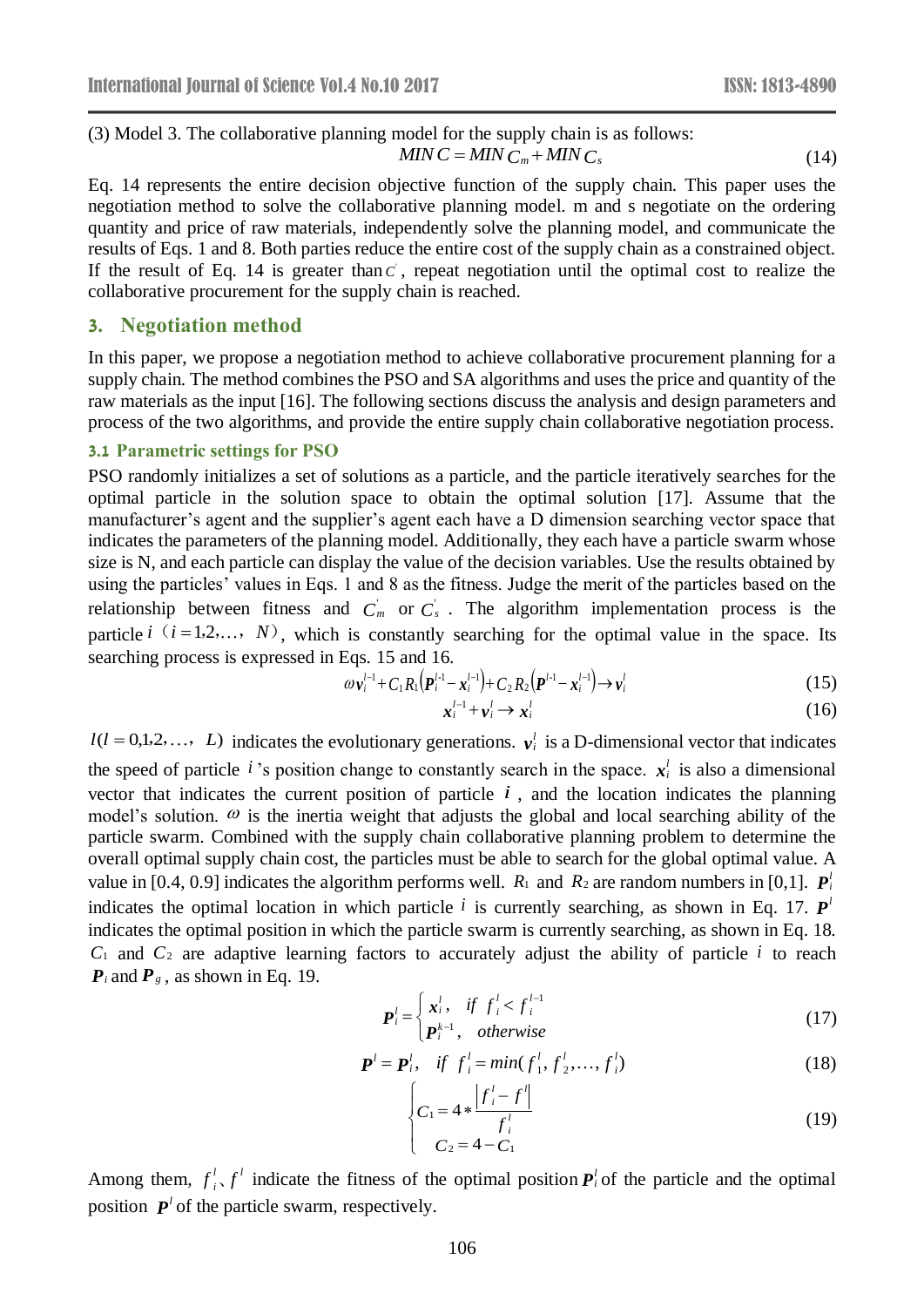(3) Model 3. The collaborative planning model for the supply chain is as follows:

$$MIN\,C = MIN\,C_m + MIN\,C_s \tag{14}$$

Eq. 14 represents the entire decision objective function of the supply chain. This paper uses the negotiation method to solve the collaborative planning model. m and s negotiate on the ordering quantity and price of raw materials, independently solve the planning model, and communicate the results of Eqs. 1 and 8. Both parties reduce the entire cost of the supply chain as a constrained object. If the result of Eq. 14 is greater than $C^{'}$, repeat negotiation until the optimal cost to realize the collaborative procurement for the supply chain is reached.

## 3. Negotiation method

In this paper, we propose a negotiation method to achieve collaborative procurement planning for a supply chain. The method combines the PSO and SA algorithms and uses the price and quantity of the raw materials as the input [16]. The following sections discuss the analysis and design parameters and process of the two algorithms, and provide the entire supply chain collaborative negotiation process.

### 3.1 Parametric settings for PSO

PSO randomly initializes a set of solutions as a particle, and the particle iteratively searches for the optimal particle in the solution space to obtain the optimal solution [17]. Assume that the manufacturer's agent and the supplier's agent each have a D dimension searching vector space that indicates the parameters of the planning model. Additionally, they each have a particle swarm whose size is N, and each particle can display the value of the decision variables. Use the results obtained by using the particles' values in Eqs. 1 and 8 as the fitness. Judge the merit of the particles based on the relationship between fitness and $C_m^{'}$ or $C_s^{'}$. The algorithm implementation process is the particle $i$ ($i = 1,2,\ldots, N$), which is constantly searching for the optimal value in the space. Its searching process is expressed in Eqs. 15 and 16.

$$\omega \boldsymbol{v}_i^{l-1} + C_1 R_1\left(\boldsymbol{P}_i^{l-1} - \boldsymbol{x}_i^{l-1}\right) + C_2 R_2\left(\boldsymbol{P}^{l-1} - \boldsymbol{x}_i^{l-1}\right) \rightarrow \boldsymbol{v}_i^l \tag{15}$$

$$\boldsymbol{x}_i^{l-1} + \boldsymbol{v}_i^l \rightarrow \boldsymbol{x}_i^l \tag{16}$$

$l (l = 0,1,2,\ldots, L)$ indicates the evolutionary generations. $\boldsymbol{v}_i^l$ is a D-dimensional vector that indicates the speed of particle $i$'s position change to constantly search in the space. $\boldsymbol{x}_i^l$ is also a dimensional vector that indicates the current position of particle $i$, and the location indicates the planning model's solution. $\omega$ is the inertia weight that adjusts the global and local searching ability of the particle swarm. Combined with the supply chain collaborative planning problem to determine the overall optimal supply chain cost, the particles must be able to search for the global optimal value. A value in [0.4, 0.9] indicates the algorithm performs well. $R_1$ and $R_2$ are random numbers in [0,1]. $\boldsymbol{P}_i^l$ indicates the optimal location in which particle $i$ is currently searching, as shown in Eq. 17. $\boldsymbol{P}^l$ indicates the optimal position in which the particle swarm is currently searching, as shown in Eq. 18. $C_1$ and $C_2$ are adaptive learning factors to accurately adjust the ability of particle $i$ to reach $\boldsymbol{P}_i$ and $\boldsymbol{P}_g$, as shown in Eq. 19.

$$\boldsymbol{P}_i^l = \begin{cases} \boldsymbol{x}_i^l, & if\ \ f_i^l < f_i^{l-1} \\ \boldsymbol{P}_i^{k-1}, & otherwise \end{cases} \tag{17}$$

$$\boldsymbol{P}^l = \boldsymbol{P}_i^l, \quad if\ \ f_i^l = min(f_1^l, f_2^l, \ldots, f_i^l) \tag{18}$$

$$\begin{cases} C_1 = 4 * \dfrac{\left|f_i^l - f^l\right|}{f_i^l} \\ C_2 = 4 - C_1 \end{cases} \tag{19}$$

Among them, $f_i^l$、$f^l$ indicate the fitness of the optimal position $\boldsymbol{P}_i^l$ of the particle and the optimal position $\boldsymbol{P}^l$ of the particle swarm, respectively.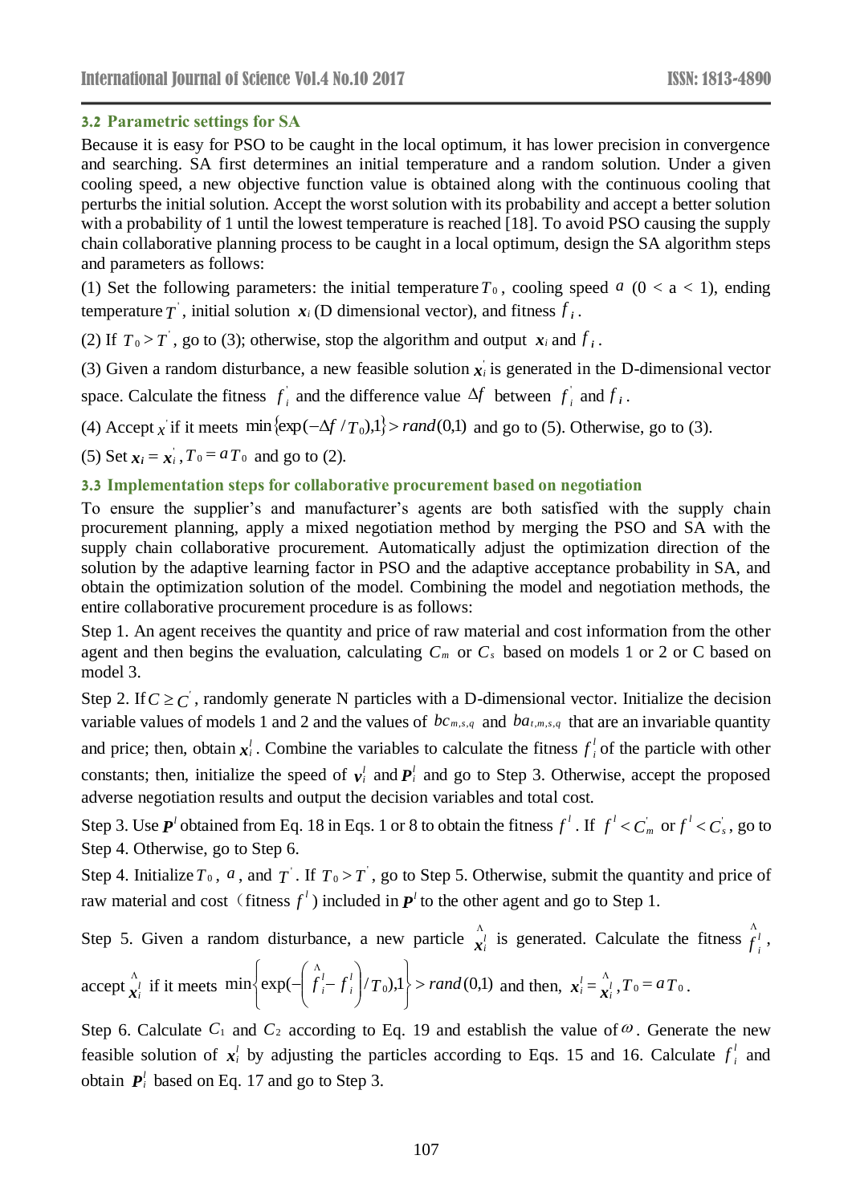### 3.2 Parametric settings for SA

Because it is easy for PSO to be caught in the local optimum, it has lower precision in convergence and searching. SA first determines an initial temperature and a random solution. Under a given cooling speed, a new objective function value is obtained along with the continuous cooling that perturbs the initial solution. Accept the worst solution with its probability and accept a better solution with a probability of 1 until the lowest temperature is reached [18]. To avoid PSO causing the supply chain collaborative planning process to be caught in a local optimum, design the SA algorithm steps and parameters as follows:

(1) Set the following parameters: the initial temperature $T_0$, cooling speed $a$ (0 < a < 1), ending temperature $T^{'}$, initial solution $\boldsymbol{x}_i$ (D dimensional vector), and fitness $f_i$.

(2) If $T_0 > T^{'}$, go to (3); otherwise, stop the algorithm and output $\boldsymbol{x}_i$ and $f_i$.

(3) Given a random disturbance, a new feasible solution $\boldsymbol{x}_i^{'}$ is generated in the D-dimensional vector space. Calculate the fitness $f_i^{'}$ and the difference value $\Delta f$ between $f_i^{'}$ and $f_i$.

(4) Accept $x^{'}$ if it meets $\min\{\exp(-\Delta f / T_0),1\} > rand(0,1)$ and go to (5). Otherwise, go to (3).

(5) Set $\boldsymbol{x}_i = \boldsymbol{x}_i^{'}, T_0 = aT_0$ and go to (2).

### 3.3 Implementation steps for collaborative procurement based on negotiation

To ensure the supplier's and manufacturer's agents are both satisfied with the supply chain procurement planning, apply a mixed negotiation method by merging the PSO and SA with the supply chain collaborative procurement. Automatically adjust the optimization direction of the solution by the adaptive learning factor in PSO and the adaptive acceptance probability in SA, and obtain the optimization solution of the model. Combining the model and negotiation methods, the entire collaborative procurement procedure is as follows:

Step 1. An agent receives the quantity and price of raw material and cost information from the other agent and then begins the evaluation, calculating $C_m$ or $C_s$ based on models 1 or 2 or C based on model 3.

Step 2. If $C \geq C^{'}$, randomly generate N particles with a D-dimensional vector. Initialize the decision variable values of models 1 and 2 and the values of $bc_{m,s,q}$ and $ba_{t,m,s,q}$ that are an invariable quantity and price; then, obtain $\boldsymbol{x}_i^l$. Combine the variables to calculate the fitness $f_i^l$ of the particle with other constants; then, initialize the speed of $\boldsymbol{v}_i^l$ and $\boldsymbol{P}_i^l$ and go to Step 3. Otherwise, accept the proposed adverse negotiation results and output the decision variables and total cost.

Step 3. Use $\boldsymbol{P}^l$ obtained from Eq. 18 in Eqs. 1 or 8 to obtain the fitness $f^l$. If $f^l < C_m^{'}$ or $f^l < C_s^{'}$, go to Step 4. Otherwise, go to Step 6.

Step 4. Initialize $T_0$, $a$, and $T^{'}$. If $T_0 > T^{'}$, go to Step 5. Otherwise, submit the quantity and price of raw material and cost（fitness $f^l$) included in $\boldsymbol{P}^l$ to the other agent and go to Step 1.

Step 5. Given a random disturbance, a new particle $\hat{\boldsymbol{x}}_i^l$ is generated. Calculate the fitness $\hat{f}_i^l$, accept $\hat{\boldsymbol{x}}_i^l$ if it meets $\min\left\{\exp(-\left(\hat{f}_i^l - f_i^l\right)/T_0),1\right\} > rand(0,1)$ and then, $\boldsymbol{x}_i^l = \hat{\boldsymbol{x}}_i^l, T_0 = aT_0$.

Step 6. Calculate $C_1$ and $C_2$ according to Eq. 19 and establish the value of $\omega$. Generate the new feasible solution of $\boldsymbol{x}_i^l$ by adjusting the particles according to Eqs. 15 and 16. Calculate $f_i^l$ and obtain $\boldsymbol{P}_i^l$ based on Eq. 17 and go to Step 3.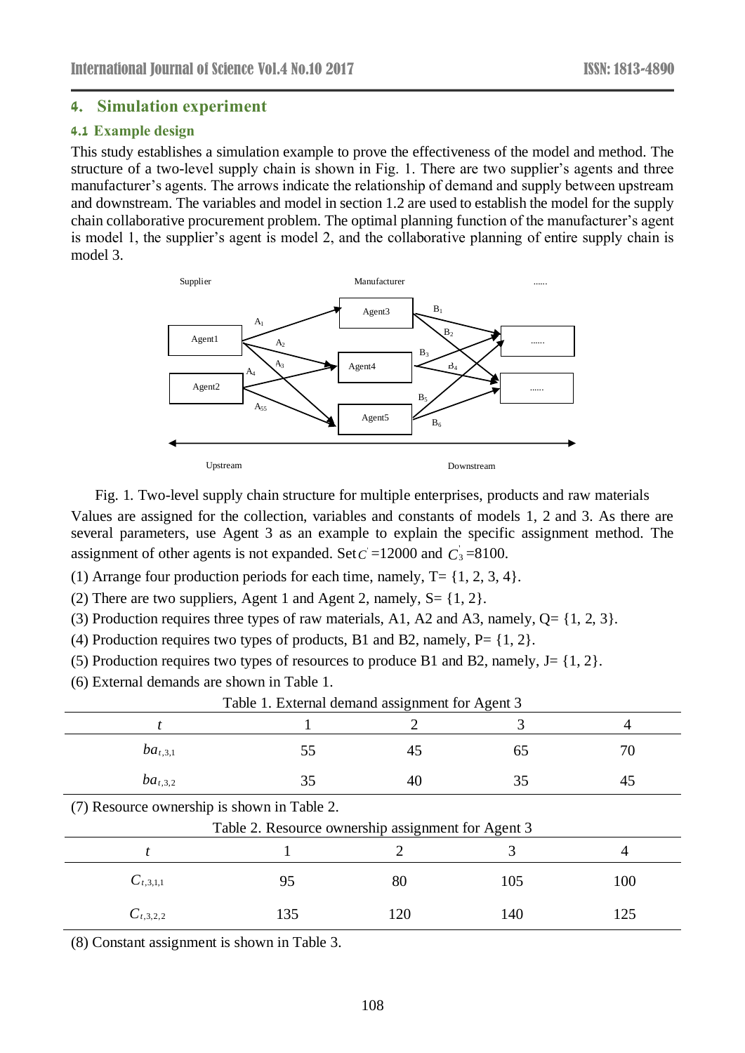## 4. Simulation experiment

### 4.1 Example design

This study establishes a simulation example to prove the effectiveness of the model and method. The structure of a two-level supply chain is shown in Fig. 1. There are two supplier's agents and three manufacturer's agents. The arrows indicate the relationship of demand and supply between upstream and downstream. The variables and model in section 1.2 are used to establish the model for the supply chain collaborative procurement problem. The optimal planning function of the manufacturer's agent is model 1, the supplier's agent is model 2, and the collaborative planning of entire supply chain is model 3.

Fig. 1. Two-level supply chain structure for multiple enterprises, products and raw materials

Values are assigned for the collection, variables and constants of models 1, 2 and 3. As there are several parameters, use Agent 3 as an example to explain the specific assignment method. The assignment of other agents is not expanded. Set $C^{'}=12000$ and $C_3^{'}=8100$.

(1) Arrange four production periods for each time, namely, T= {1, 2, 3, 4}.

(2) There are two suppliers, Agent 1 and Agent 2, namely, S= {1, 2}.

(3) Production requires three types of raw materials, A1, A2 and A3, namely, Q= {1, 2, 3}.

(4) Production requires two types of products, B1 and B2, namely, P= {1, 2}.

(5) Production requires two types of resources to produce B1 and B2, namely, J= {1, 2}.

(6) External demands are shown in Table 1.

Table 1. External demand assignment for Agent 3

| $t$ | 1 | 2 | 3 | 4 |
|---|---|---|---|---|
| $ba_{t,3,1}$ | 55 | 45 | 65 | 70 |
| $ba_{t,3,2}$ | 35 | 40 | 35 | 45 |

(7) Resource ownership is shown in Table 2.

Table 2. Resource ownership assignment for Agent 3

| $t$ | 1 | 2 | 3 | 4 |
|---|---|---|---|---|
| $C_{t,3,1,1}$ | 95 | 80 | 105 | 100 |
| $C_{t,3,2,2}$ | 135 | 120 | 140 | 125 |

(8) Constant assignment is shown in Table 3.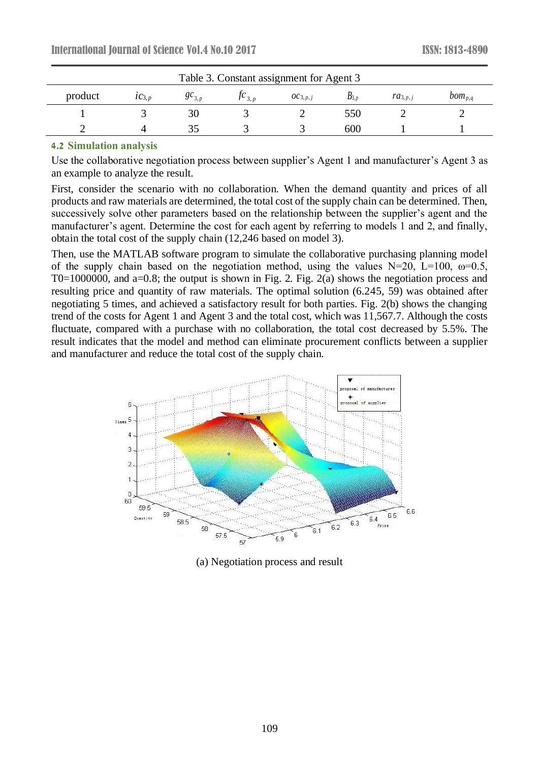Table 3. Constant assignment for Agent 3

| product | $ic_{3,p}$ | $gc_{3,p}$ | $fc_{3,p}$ | $oc_{3,p,j}$ | $B_{3,p}$ | $ra_{3,p,j}$ | $bom_{p,q}$ |
|---|---|---|---|---|---|---|---|
| 1 | 3 | 30 | 3 | 2 | 550 | 2 | 2 |
| 2 | 4 | 35 | 3 | 3 | 600 | 1 | 1 |

### 4.2 Simulation analysis

Use the collaborative negotiation process between supplier's Agent 1 and manufacturer's Agent 3 as an example to analyze the result.

First, consider the scenario with no collaboration. When the demand quantity and prices of all products and raw materials are determined, the total cost of the supply chain can be determined. Then, successively solve other parameters based on the relationship between the supplier's agent and the manufacturer's agent. Determine the cost for each agent by referring to models 1 and 2, and finally, obtain the total cost of the supply chain (12,246 based on model 3).

Then, use the MATLAB software program to simulate the collaborative purchasing planning model of the supply chain based on the negotiation method, using the values N=20, L=100, ω=0.5, T0=1000000, and a=0.8; the output is shown in Fig. 2. Fig. 2(a) shows the negotiation process and resulting price and quantity of raw materials. The optimal solution (6.245, 59) was obtained after negotiating 5 times, and achieved a satisfactory result for both parties. Fig. 2(b) shows the changing trend of the costs for Agent 1 and Agent 3 and the total cost, which was 11,567.7. Although the costs fluctuate, compared with a purchase with no collaboration, the total cost decreased by 5.5%. The result indicates that the model and method can eliminate procurement conflicts between a supplier and manufacturer and reduce the total cost of the supply chain.

(a) Negotiation process and result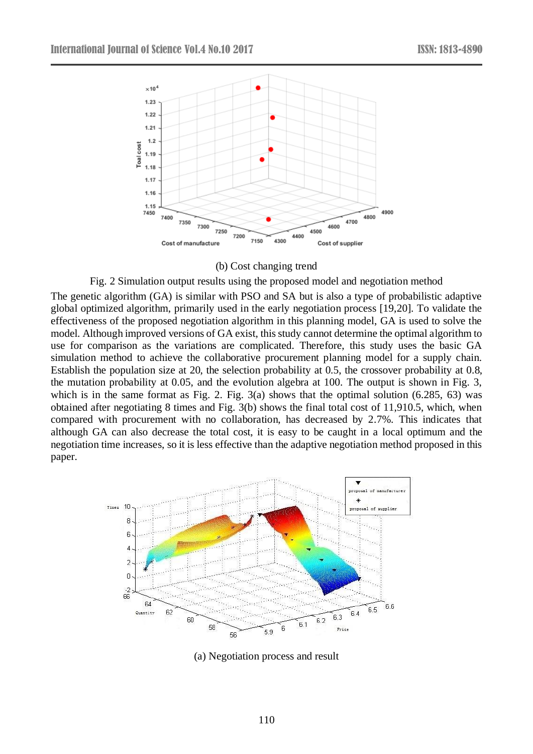(b) Cost changing trend

Fig. 2 Simulation output results using the proposed model and negotiation method

The genetic algorithm (GA) is similar with PSO and SA but is also a type of probabilistic adaptive global optimized algorithm, primarily used in the early negotiation process [19,20]. To validate the effectiveness of the proposed negotiation algorithm in this planning model, GA is used to solve the model. Although improved versions of GA exist, this study cannot determine the optimal algorithm to use for comparison as the variations are complicated. Therefore, this study uses the basic GA simulation method to achieve the collaborative procurement planning model for a supply chain. Establish the population size at 20, the selection probability at 0.5, the crossover probability at 0.8, the mutation probability at 0.05, and the evolution algebra at 100. The output is shown in Fig. 3, which is in the same format as Fig. 2. Fig. 3(a) shows that the optimal solution (6.285, 63) was obtained after negotiating 8 times and Fig. 3(b) shows the final total cost of 11,910.5, which, when compared with procurement with no collaboration, has decreased by 2.7%. This indicates that although GA can also decrease the total cost, it is easy to be caught in a local optimum and the negotiation time increases, so it is less effective than the adaptive negotiation method proposed in this paper.

(a) Negotiation process and result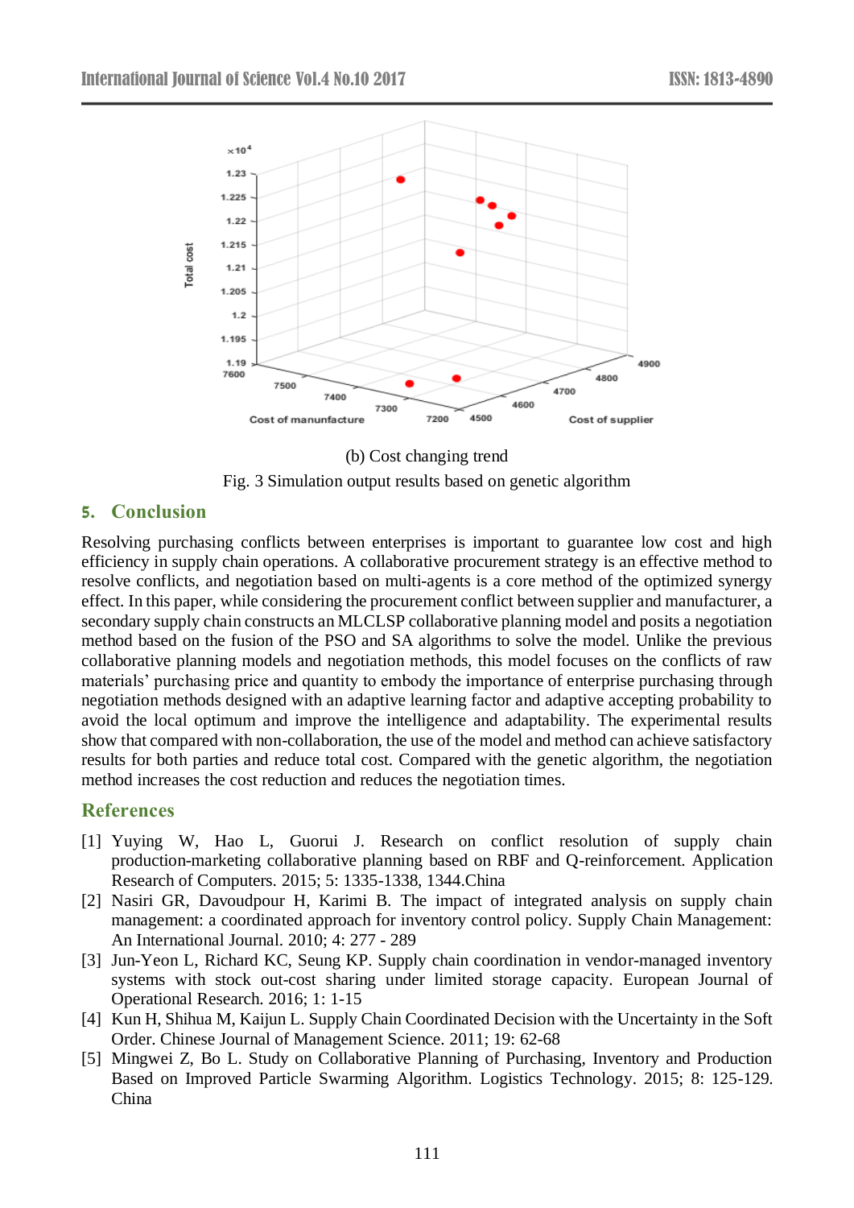(b) Cost changing trend

Fig. 3 Simulation output results based on genetic algorithm

## 5. Conclusion

Resolving purchasing conflicts between enterprises is important to guarantee low cost and high efficiency in supply chain operations. A collaborative procurement strategy is an effective method to resolve conflicts, and negotiation based on multi-agents is a core method of the optimized synergy effect. In this paper, while considering the procurement conflict between supplier and manufacturer, a secondary supply chain constructs an MLCLSP collaborative planning model and posits a negotiation method based on the fusion of the PSO and SA algorithms to solve the model. Unlike the previous collaborative planning models and negotiation methods, this model focuses on the conflicts of raw materials' purchasing price and quantity to embody the importance of enterprise purchasing through negotiation methods designed with an adaptive learning factor and adaptive accepting probability to avoid the local optimum and improve the intelligence and adaptability. The experimental results show that compared with non-collaboration, the use of the model and method can achieve satisfactory results for both parties and reduce total cost. Compared with the genetic algorithm, the negotiation method increases the cost reduction and reduces the negotiation times.

## References

[1] Yuying W, Hao L, Guorui J. Research on conflict resolution of supply chain production-marketing collaborative planning based on RBF and Q-reinforcement. Application Research of Computers. 2015; 5: 1335-1338, 1344.China

[2] Nasiri GR, Davoudpour H, Karimi B. The impact of integrated analysis on supply chain management: a coordinated approach for inventory control policy. Supply Chain Management: An International Journal. 2010; 4: 277 - 289

[3] Jun-Yeon L, Richard KC, Seung KP. Supply chain coordination in vendor-managed inventory systems with stock out-cost sharing under limited storage capacity. European Journal of Operational Research. 2016; 1: 1-15

[4] Kun H, Shihua M, Kaijun L. Supply Chain Coordinated Decision with the Uncertainty in the Soft Order. Chinese Journal of Management Science. 2011; 19: 62-68

[5] Mingwei Z, Bo L. Study on Collaborative Planning of Purchasing, Inventory and Production Based on Improved Particle Swarming Algorithm. Logistics Technology. 2015; 8: 125-129. China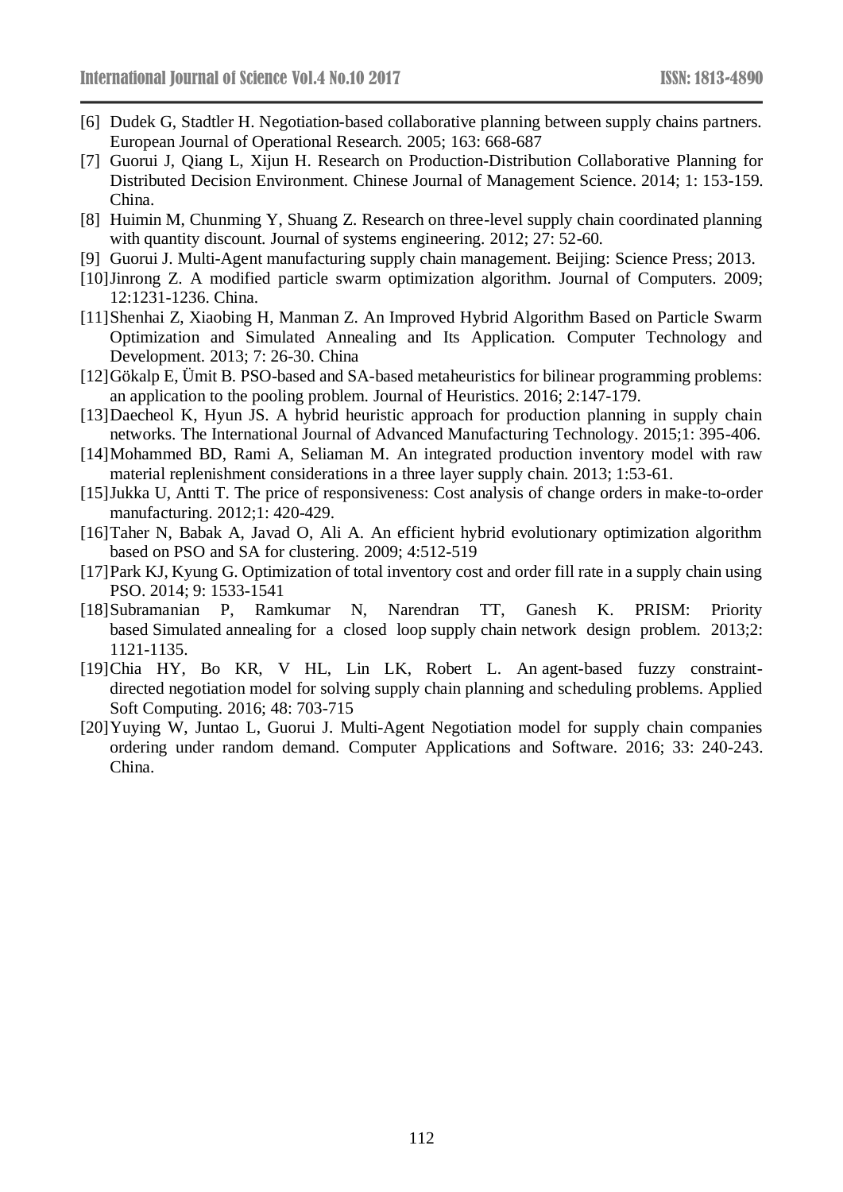[6] Dudek G, Stadtler H. Negotiation-based collaborative planning between supply chains partners. European Journal of Operational Research. 2005; 163: 668-687

[7] Guorui J, Qiang L, Xijun H. Research on Production-Distribution Collaborative Planning for Distributed Decision Environment. Chinese Journal of Management Science. 2014; 1: 153-159. China.

[8] Huimin M, Chunming Y, Shuang Z. Research on three-level supply chain coordinated planning with quantity discount. Journal of systems engineering. 2012; 27: 52-60.

[9] Guorui J. Multi-Agent manufacturing supply chain management. Beijing: Science Press; 2013.

[10] Jinrong Z. A modified particle swarm optimization algorithm. Journal of Computers. 2009; 12:1231-1236. China.

[11] Shenhai Z, Xiaobing H, Manman Z. An Improved Hybrid Algorithm Based on Particle Swarm Optimization and Simulated Annealing and Its Application. Computer Technology and Development. 2013; 7: 26-30. China

[12] Gökalp E, Ümit B. PSO-based and SA-based metaheuristics for bilinear programming problems: an application to the pooling problem. Journal of Heuristics. 2016; 2:147-179.

[13] Daecheol K, Hyun JS. A hybrid heuristic approach for production planning in supply chain networks. The International Journal of Advanced Manufacturing Technology. 2015;1: 395-406.

[14] Mohammed BD, Rami A, Seliaman M. An integrated production inventory model with raw material replenishment considerations in a three layer supply chain. 2013; 1:53-61.

[15] Jukka U, Antti T. The price of responsiveness: Cost analysis of change orders in make-to-order manufacturing. 2012;1: 420-429.

[16] Taher N, Babak A, Javad O, Ali A. An efficient hybrid evolutionary optimization algorithm based on PSO and SA for clustering. 2009; 4:512-519

[17] Park KJ, Kyung G. Optimization of total inventory cost and order fill rate in a supply chain using PSO. 2014; 9: 1533-1541

[18] Subramanian P, Ramkumar N, Narendran TT, Ganesh K. PRISM: Priority based Simulated annealing for a closed loop supply chain network design problem. 2013;2: 1121-1135.

[19] Chia HY, Bo KR, V HL, Lin LK, Robert L. An agent-based fuzzy constraint-directed negotiation model for solving supply chain planning and scheduling problems. Applied Soft Computing. 2016; 48: 703-715

[20] Yuying W, Juntao L, Guorui J. Multi-Agent Negotiation model for supply chain companies ordering under random demand. Computer Applications and Software. 2016; 33: 240-243. China.